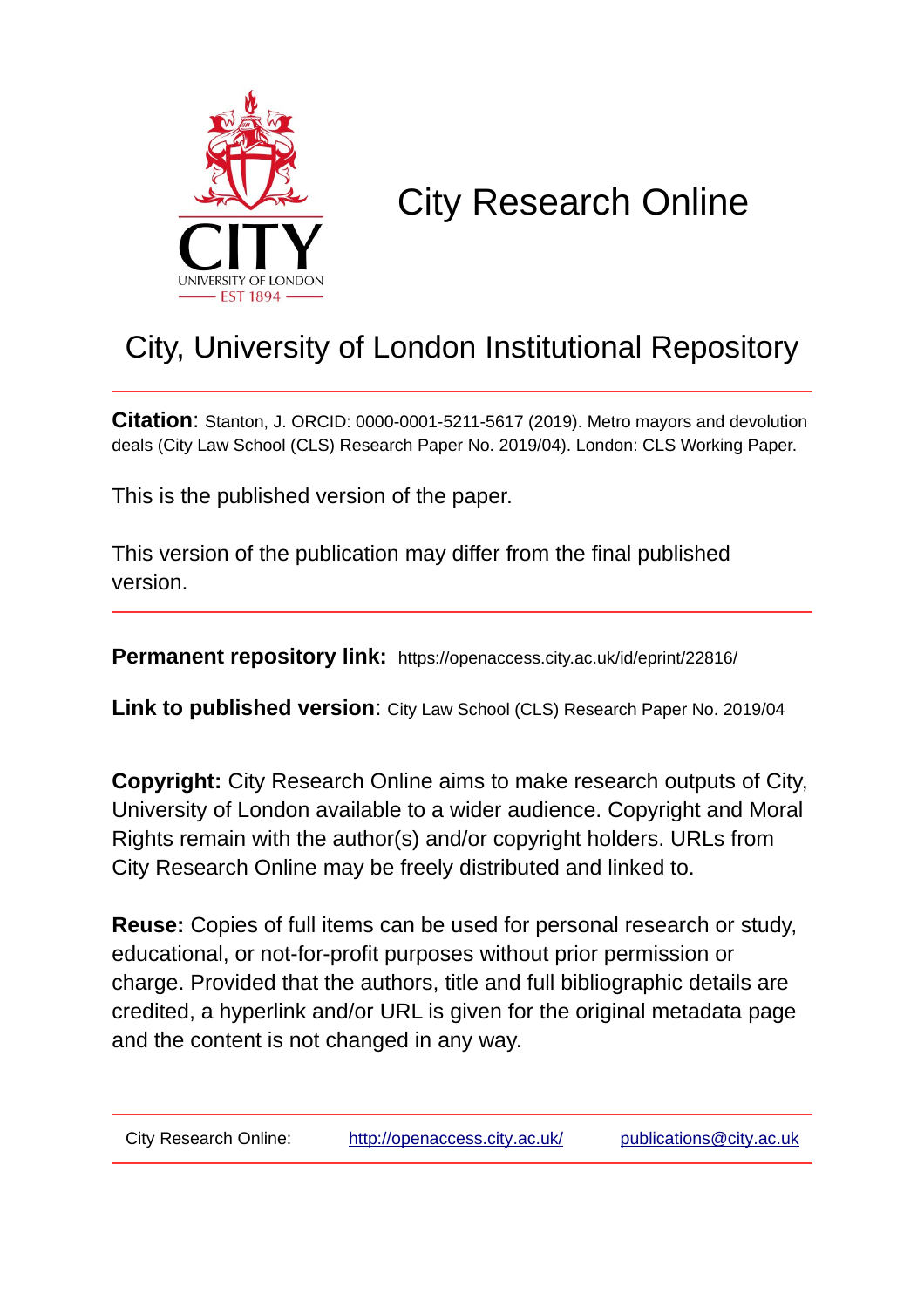CITY
UNIVERSITY OF LONDON
EST 1894

# City Research Online

## City, University of London Institutional Repository

**Citation**: Stanton, J. ORCID: 0000-0001-5211-5617 (2019). Metro mayors and devolution deals (City Law School (CLS) Research Paper No. 2019/04). London: CLS Working Paper.

This is the published version of the paper.

This version of the publication may differ from the final published version.

**Permanent repository link:** https://openaccess.city.ac.uk/id/eprint/22816/

**Link to published version**: City Law School (CLS) Research Paper No. 2019/04

**Copyright:** City Research Online aims to make research outputs of City, University of London available to a wider audience. Copyright and Moral Rights remain with the author(s) and/or copyright holders. URLs from City Research Online may be freely distributed and linked to.

**Reuse:** Copies of full items can be used for personal research or study, educational, or not-for-profit purposes without prior permission or charge. Provided that the authors, title and full bibliographic details are credited, a hyperlink and/or URL is given for the original metadata page and the content is not changed in any way.

City Research Online: http://openaccess.city.ac.uk/ publications@city.ac.uk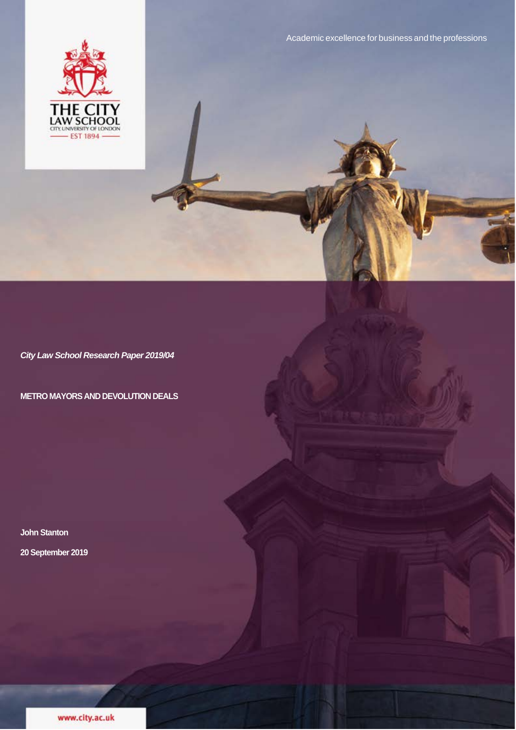Academic excellence for business and the professions

*City Law School Research Paper 2019/04*

**METRO MAYORS AND DEVOLUTION DEALS**

**John Stanton**

**20 September 2019**

www.city.ac.uk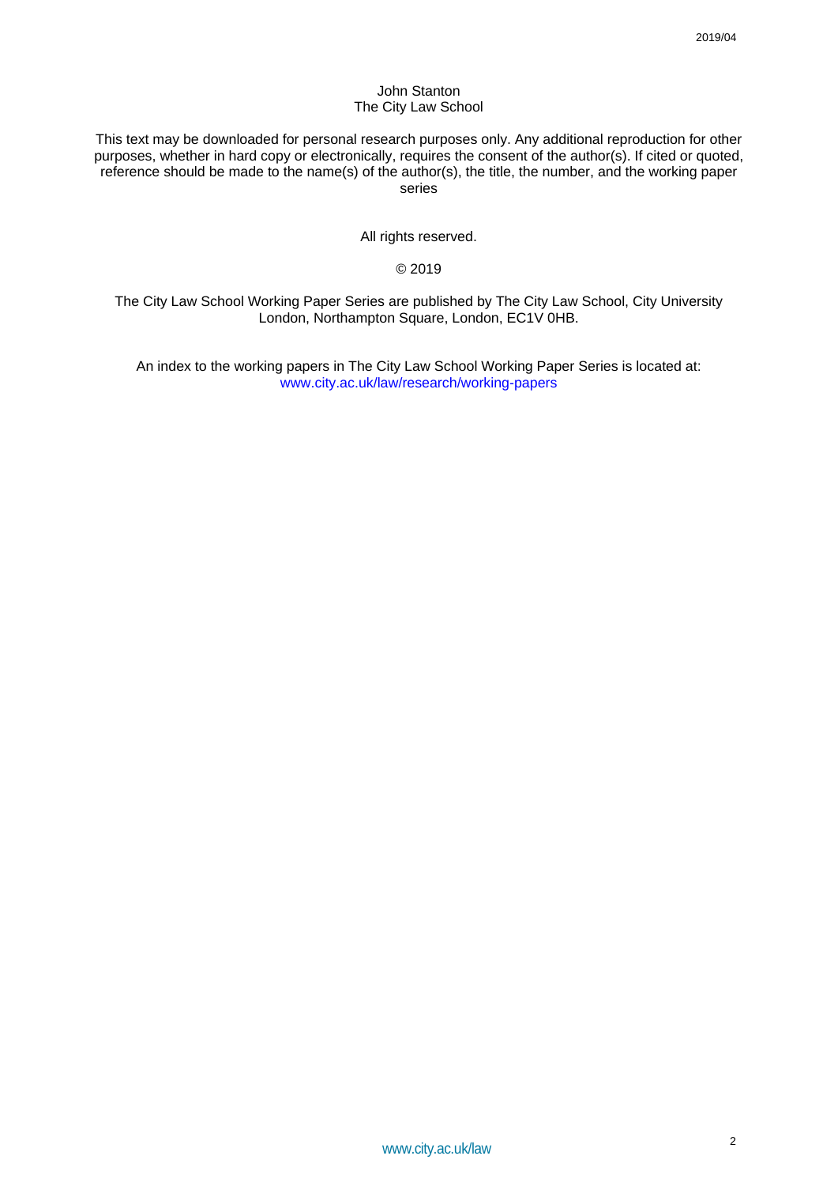John Stanton
The City Law School

This text may be downloaded for personal research purposes only. Any additional reproduction for other purposes, whether in hard copy or electronically, requires the consent of the author(s). If cited or quoted, reference should be made to the name(s) of the author(s), the title, the number, and the working paper series

All rights reserved.

© 2019

The City Law School Working Paper Series are published by The City Law School, City University London, Northampton Square, London, EC1V 0HB.

An index to the working papers in The City Law School Working Paper Series is located at: www.city.ac.uk/law/research/working-papers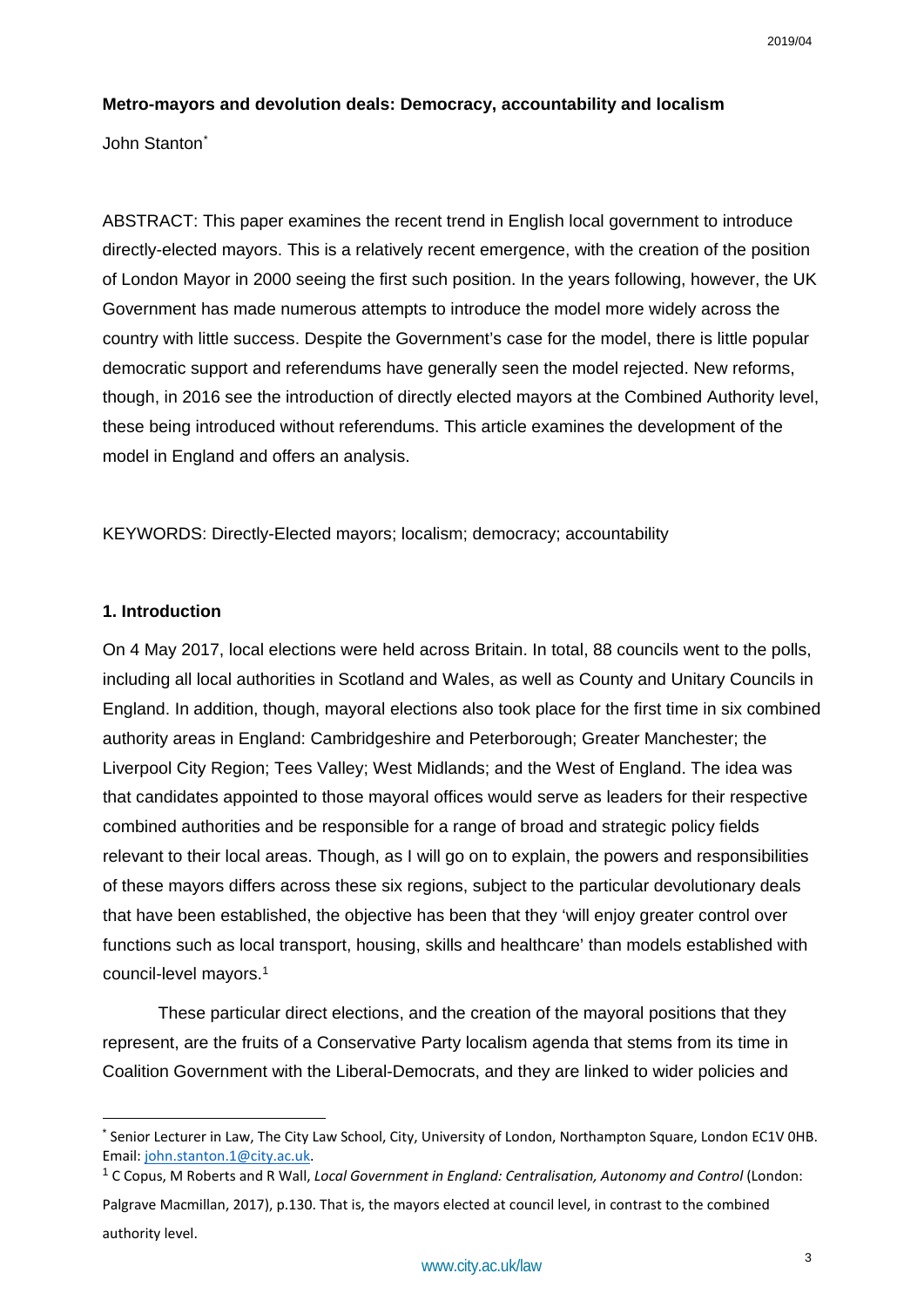**Metro-mayors and devolution deals: Democracy, accountability and localism**

John Stanton[*]

ABSTRACT: This paper examines the recent trend in English local government to introduce directly-elected mayors. This is a relatively recent emergence, with the creation of the position of London Mayor in 2000 seeing the first such position. In the years following, however, the UK Government has made numerous attempts to introduce the model more widely across the country with little success. Despite the Government's case for the model, there is little popular democratic support and referendums have generally seen the model rejected. New reforms, though, in 2016 see the introduction of directly elected mayors at the Combined Authority level, these being introduced without referendums. This article examines the development of the model in England and offers an analysis.

KEYWORDS: Directly-Elected mayors; localism; democracy; accountability

## 1. Introduction

On 4 May 2017, local elections were held across Britain. In total, 88 councils went to the polls, including all local authorities in Scotland and Wales, as well as County and Unitary Councils in England. In addition, though, mayoral elections also took place for the first time in six combined authority areas in England: Cambridgeshire and Peterborough; Greater Manchester; the Liverpool City Region; Tees Valley; West Midlands; and the West of England. The idea was that candidates appointed to those mayoral offices would serve as leaders for their respective combined authorities and be responsible for a range of broad and strategic policy fields relevant to their local areas. Though, as I will go on to explain, the powers and responsibilities of these mayors differs across these six regions, subject to the particular devolutionary deals that have been established, the objective has been that they 'will enjoy greater control over functions such as local transport, housing, skills and healthcare' than models established with council-level mayors.[1]

These particular direct elections, and the creation of the mayoral positions that they represent, are the fruits of a Conservative Party localism agenda that stems from its time in Coalition Government with the Liberal-Democrats, and they are linked to wider policies and

---

[*] Senior Lecturer in Law, The City Law School, City, University of London, Northampton Square, London EC1V 0HB. Email: john.stanton.1@city.ac.uk.

[1] C Copus, M Roberts and R Wall, *Local Government in England: Centralisation, Autonomy and Control* (London: Palgrave Macmillan, 2017), p.130. That is, the mayors elected at council level, in contrast to the combined authority level.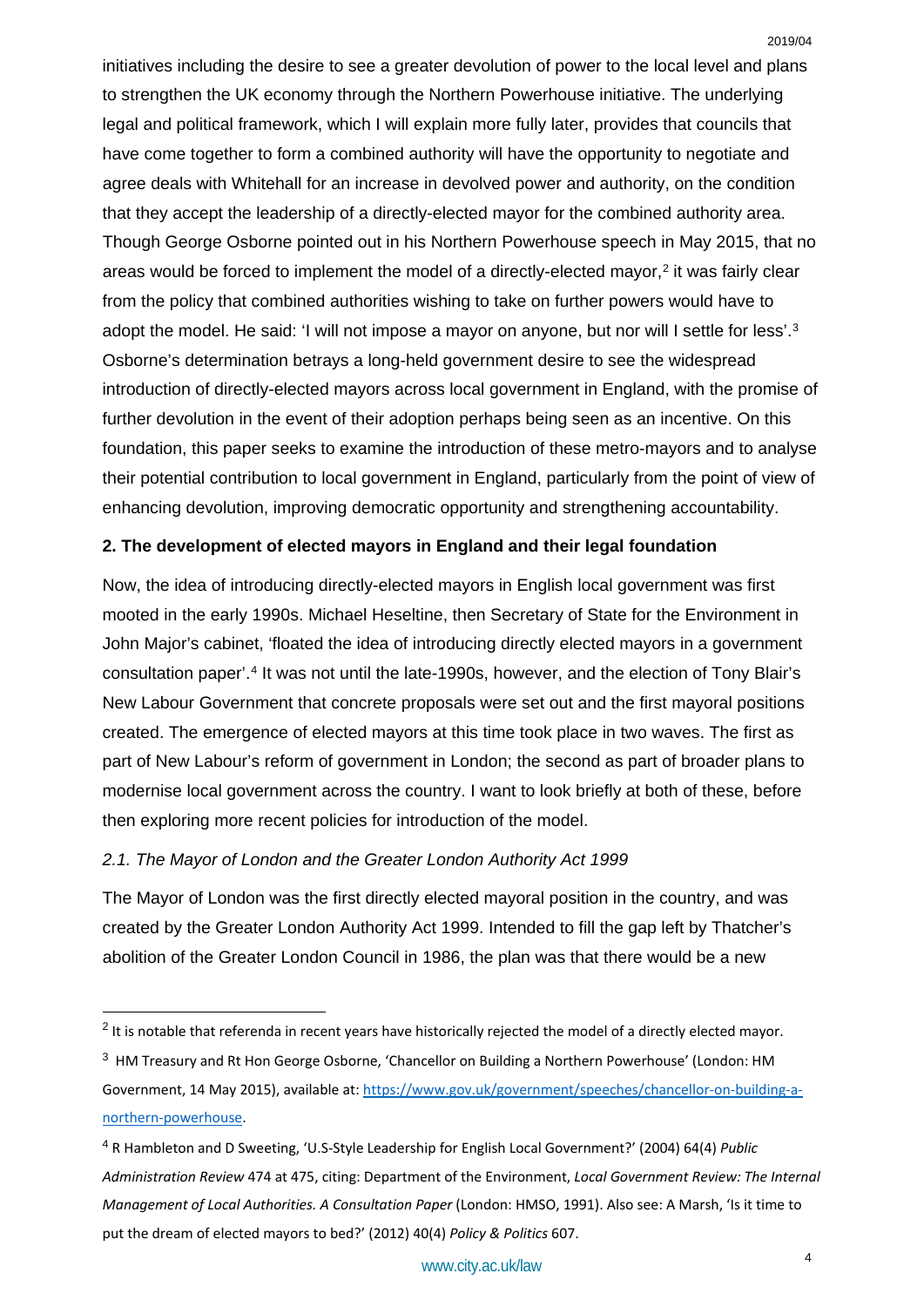initiatives including the desire to see a greater devolution of power to the local level and plans to strengthen the UK economy through the Northern Powerhouse initiative. The underlying legal and political framework, which I will explain more fully later, provides that councils that have come together to form a combined authority will have the opportunity to negotiate and agree deals with Whitehall for an increase in devolved power and authority, on the condition that they accept the leadership of a directly-elected mayor for the combined authority area. Though George Osborne pointed out in his Northern Powerhouse speech in May 2015, that no areas would be forced to implement the model of a directly-elected mayor,[2] it was fairly clear from the policy that combined authorities wishing to take on further powers would have to adopt the model. He said: 'I will not impose a mayor on anyone, but nor will I settle for less'.[3] Osborne's determination betrays a long-held government desire to see the widespread introduction of directly-elected mayors across local government in England, with the promise of further devolution in the event of their adoption perhaps being seen as an incentive. On this foundation, this paper seeks to examine the introduction of these metro-mayors and to analyse their potential contribution to local government in England, particularly from the point of view of enhancing devolution, improving democratic opportunity and strengthening accountability.

## 2. The development of elected mayors in England and their legal foundation

Now, the idea of introducing directly-elected mayors in English local government was first mooted in the early 1990s. Michael Heseltine, then Secretary of State for the Environment in John Major's cabinet, 'floated the idea of introducing directly elected mayors in a government consultation paper'.[4] It was not until the late-1990s, however, and the election of Tony Blair's New Labour Government that concrete proposals were set out and the first mayoral positions created. The emergence of elected mayors at this time took place in two waves. The first as part of New Labour's reform of government in London; the second as part of broader plans to modernise local government across the country. I want to look briefly at both of these, before then exploring more recent policies for introduction of the model.

### *2.1. The Mayor of London and the Greater London Authority Act 1999*

The Mayor of London was the first directly elected mayoral position in the country, and was created by the Greater London Authority Act 1999. Intended to fill the gap left by Thatcher's abolition of the Greater London Council in 1986, the plan was that there would be a new

---

[2] It is notable that referenda in recent years have historically rejected the model of a directly elected mayor.

[3] HM Treasury and Rt Hon George Osborne, 'Chancellor on Building a Northern Powerhouse' (London: HM Government, 14 May 2015), available at: https://www.gov.uk/government/speeches/chancellor-on-building-a-northern-powerhouse.

[4] R Hambleton and D Sweeting, 'U.S-Style Leadership for English Local Government?' (2004) 64(4) *Public Administration Review* 474 at 475, citing: Department of the Environment, *Local Government Review: The Internal Management of Local Authorities. A Consultation Paper* (London: HMSO, 1991). Also see: A Marsh, 'Is it time to put the dream of elected mayors to bed?' (2012) 40(4) *Policy & Politics* 607.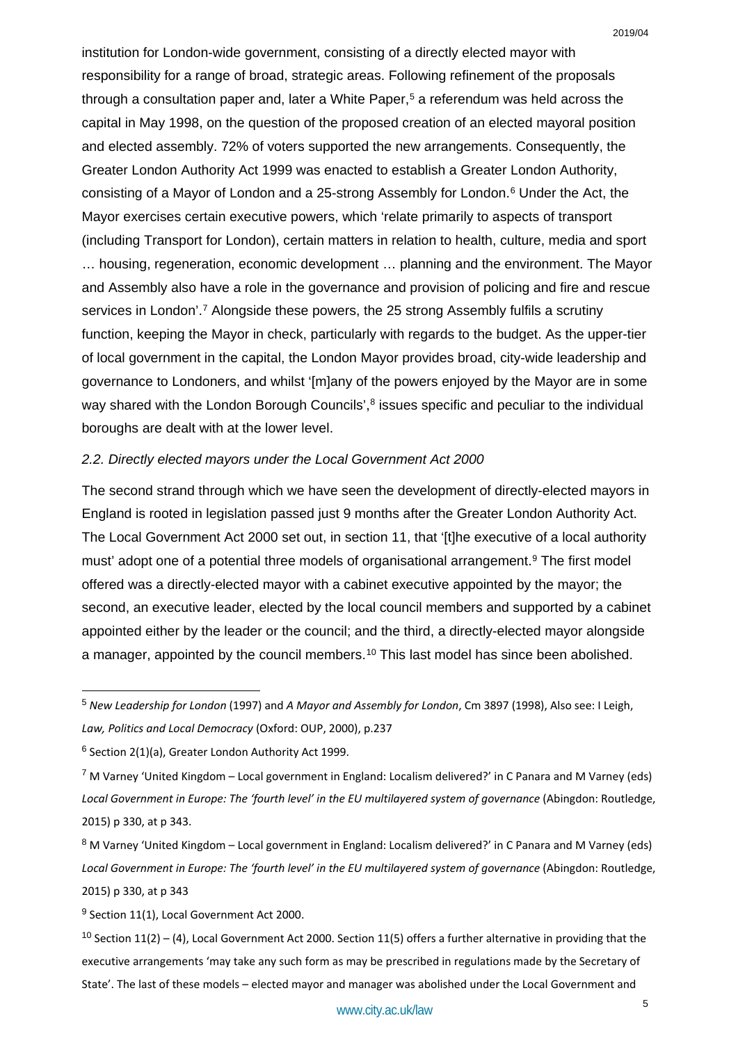institution for London-wide government, consisting of a directly elected mayor with responsibility for a range of broad, strategic areas. Following refinement of the proposals through a consultation paper and, later a White Paper,[5] a referendum was held across the capital in May 1998, on the question of the proposed creation of an elected mayoral position and elected assembly. 72% of voters supported the new arrangements. Consequently, the Greater London Authority Act 1999 was enacted to establish a Greater London Authority, consisting of a Mayor of London and a 25-strong Assembly for London.[6] Under the Act, the Mayor exercises certain executive powers, which 'relate primarily to aspects of transport (including Transport for London), certain matters in relation to health, culture, media and sport … housing, regeneration, economic development … planning and the environment. The Mayor and Assembly also have a role in the governance and provision of policing and fire and rescue services in London'.[7] Alongside these powers, the 25 strong Assembly fulfils a scrutiny function, keeping the Mayor in check, particularly with regards to the budget. As the upper-tier of local government in the capital, the London Mayor provides broad, city-wide leadership and governance to Londoners, and whilst '[m]any of the powers enjoyed by the Mayor are in some way shared with the London Borough Councils',[8] issues specific and peculiar to the individual boroughs are dealt with at the lower level.

### *2.2. Directly elected mayors under the Local Government Act 2000*

The second strand through which we have seen the development of directly-elected mayors in England is rooted in legislation passed just 9 months after the Greater London Authority Act. The Local Government Act 2000 set out, in section 11, that '[t]he executive of a local authority must' adopt one of a potential three models of organisational arrangement.[9] The first model offered was a directly-elected mayor with a cabinet executive appointed by the mayor; the second, an executive leader, elected by the local council members and supported by a cabinet appointed either by the leader or the council; and the third, a directly-elected mayor alongside a manager, appointed by the council members.[10] This last model has since been abolished.

---

[5] *New Leadership for London* (1997) and *A Mayor and Assembly for London*, Cm 3897 (1998), Also see: I Leigh, *Law, Politics and Local Democracy* (Oxford: OUP, 2000), p.237

[6] Section 2(1)(a), Greater London Authority Act 1999.

[7] M Varney 'United Kingdom – Local government in England: Localism delivered?' in C Panara and M Varney (eds) *Local Government in Europe: The 'fourth level' in the EU multilayered system of governance* (Abingdon: Routledge, 2015) p 330, at p 343.

[8] M Varney 'United Kingdom – Local government in England: Localism delivered?' in C Panara and M Varney (eds) *Local Government in Europe: The 'fourth level' in the EU multilayered system of governance* (Abingdon: Routledge, 2015) p 330, at p 343

[9] Section 11(1), Local Government Act 2000.

[10] Section 11(2) – (4), Local Government Act 2000. Section 11(5) offers a further alternative in providing that the executive arrangements 'may take any such form as may be prescribed in regulations made by the Secretary of State'. The last of these models – elected mayor and manager was abolished under the Local Government and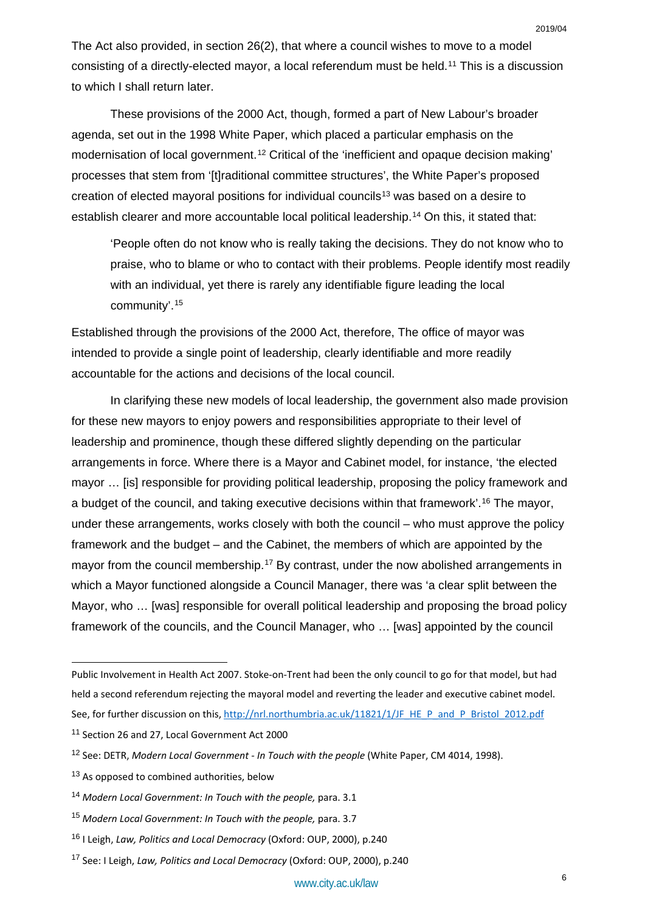The Act also provided, in section 26(2), that where a council wishes to move to a model consisting of a directly-elected mayor, a local referendum must be held.[11] This is a discussion to which I shall return later.

These provisions of the 2000 Act, though, formed a part of New Labour's broader agenda, set out in the 1998 White Paper, which placed a particular emphasis on the modernisation of local government.[12] Critical of the 'inefficient and opaque decision making' processes that stem from '[t]raditional committee structures', the White Paper's proposed creation of elected mayoral positions for individual councils[13] was based on a desire to establish clearer and more accountable local political leadership.[14] On this, it stated that:

> 'People often do not know who is really taking the decisions. They do not know who to praise, who to blame or who to contact with their problems. People identify most readily with an individual, yet there is rarely any identifiable figure leading the local community'.[15]

Established through the provisions of the 2000 Act, therefore, The office of mayor was intended to provide a single point of leadership, clearly identifiable and more readily accountable for the actions and decisions of the local council.

In clarifying these new models of local leadership, the government also made provision for these new mayors to enjoy powers and responsibilities appropriate to their level of leadership and prominence, though these differed slightly depending on the particular arrangements in force. Where there is a Mayor and Cabinet model, for instance, 'the elected mayor … [is] responsible for providing political leadership, proposing the policy framework and a budget of the council, and taking executive decisions within that framework'.[16] The mayor, under these arrangements, works closely with both the council – who must approve the policy framework and the budget – and the Cabinet, the members of which are appointed by the mayor from the council membership.[17] By contrast, under the now abolished arrangements in which a Mayor functioned alongside a Council Manager, there was 'a clear split between the Mayor, who … [was] responsible for overall political leadership and proposing the broad policy framework of the councils, and the Council Manager, who … [was] appointed by the council

---

Public Involvement in Health Act 2007. Stoke-on-Trent had been the only council to go for that model, but had held a second referendum rejecting the mayoral model and reverting the leader and executive cabinet model. See, for further discussion on this, http://nrl.northumbria.ac.uk/11821/1/JF_HE_P_and_P_Bristol_2012.pdf

[11] Section 26 and 27, Local Government Act 2000

[12] See: DETR, *Modern Local Government - In Touch with the people* (White Paper, CM 4014, 1998).

[13] As opposed to combined authorities, below

[14] *Modern Local Government: In Touch with the people,* para. 3.1

[15] *Modern Local Government: In Touch with the people,* para. 3.7

[16] I Leigh, *Law, Politics and Local Democracy* (Oxford: OUP, 2000), p.240

[17] See: I Leigh, *Law, Politics and Local Democracy* (Oxford: OUP, 2000), p.240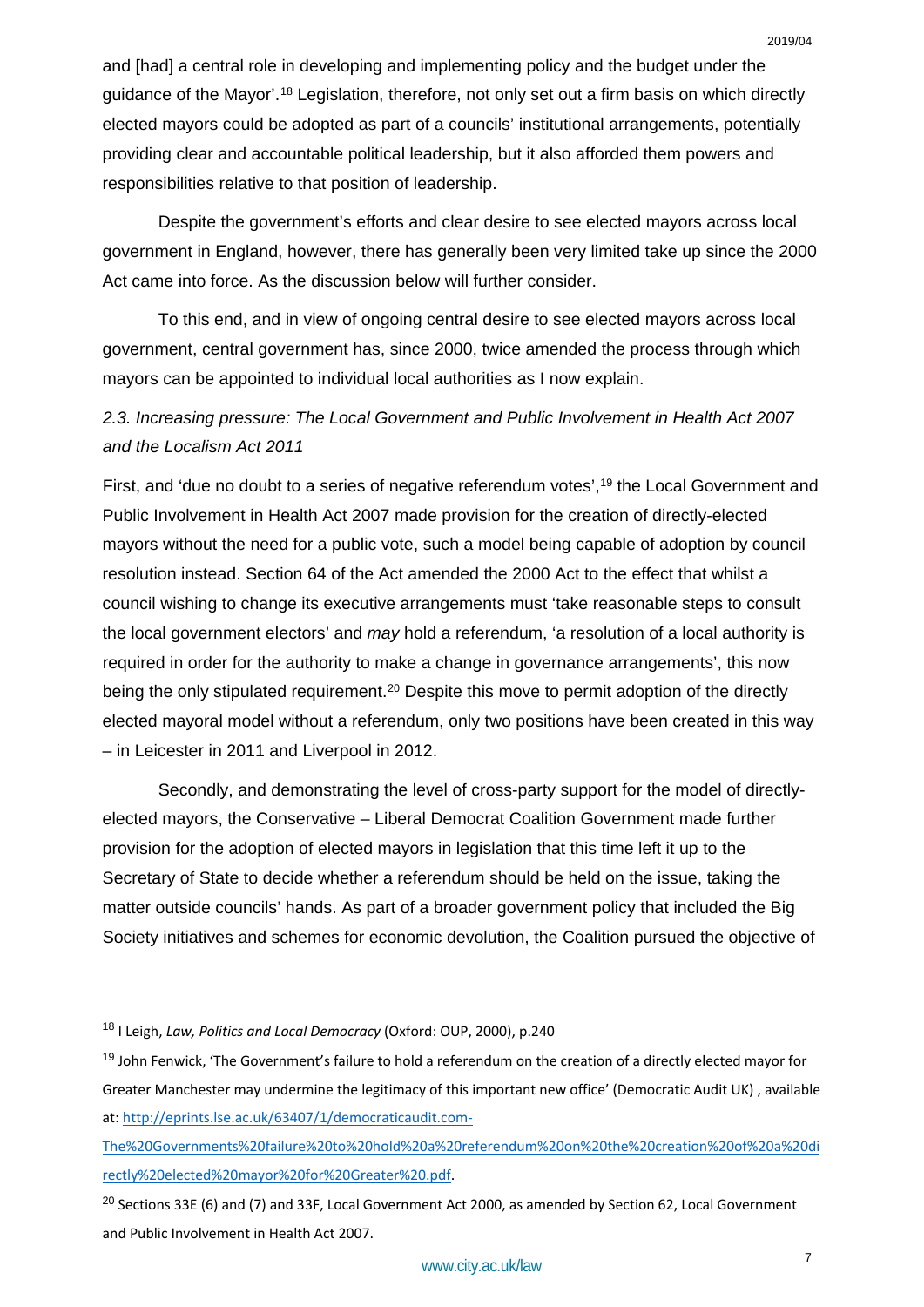and [had] a central role in developing and implementing policy and the budget under the guidance of the Mayor'.[18] Legislation, therefore, not only set out a firm basis on which directly elected mayors could be adopted as part of a councils' institutional arrangements, potentially providing clear and accountable political leadership, but it also afforded them powers and responsibilities relative to that position of leadership.

Despite the government's efforts and clear desire to see elected mayors across local government in England, however, there has generally been very limited take up since the 2000 Act came into force. As the discussion below will further consider.

To this end, and in view of ongoing central desire to see elected mayors across local government, central government has, since 2000, twice amended the process through which mayors can be appointed to individual local authorities as I now explain.

### *2.3. Increasing pressure: The Local Government and Public Involvement in Health Act 2007 and the Localism Act 2011*

First, and 'due no doubt to a series of negative referendum votes',[19] the Local Government and Public Involvement in Health Act 2007 made provision for the creation of directly-elected mayors without the need for a public vote, such a model being capable of adoption by council resolution instead. Section 64 of the Act amended the 2000 Act to the effect that whilst a council wishing to change its executive arrangements must 'take reasonable steps to consult the local government electors' and *may* hold a referendum, 'a resolution of a local authority is required in order for the authority to make a change in governance arrangements', this now being the only stipulated requirement.[20] Despite this move to permit adoption of the directly elected mayoral model without a referendum, only two positions have been created in this way – in Leicester in 2011 and Liverpool in 2012.

Secondly, and demonstrating the level of cross-party support for the model of directly-elected mayors, the Conservative – Liberal Democrat Coalition Government made further provision for the adoption of elected mayors in legislation that this time left it up to the Secretary of State to decide whether a referendum should be held on the issue, taking the matter outside councils' hands. As part of a broader government policy that included the Big Society initiatives and schemes for economic devolution, the Coalition pursued the objective of

---

[18] I Leigh, *Law, Politics and Local Democracy* (Oxford: OUP, 2000), p.240

[19] John Fenwick, 'The Government's failure to hold a referendum on the creation of a directly elected mayor for Greater Manchester may undermine the legitimacy of this important new office' (Democratic Audit UK) , available at: http://eprints.lse.ac.uk/63407/1/democraticaudit.com-The%20Governments%20failure%20to%20hold%20a%20referendum%20on%20the%20creation%20of%20a%20directly%20elected%20mayor%20for%20Greater%20.pdf.

[20] Sections 33E (6) and (7) and 33F, Local Government Act 2000, as amended by Section 62, Local Government and Public Involvement in Health Act 2007.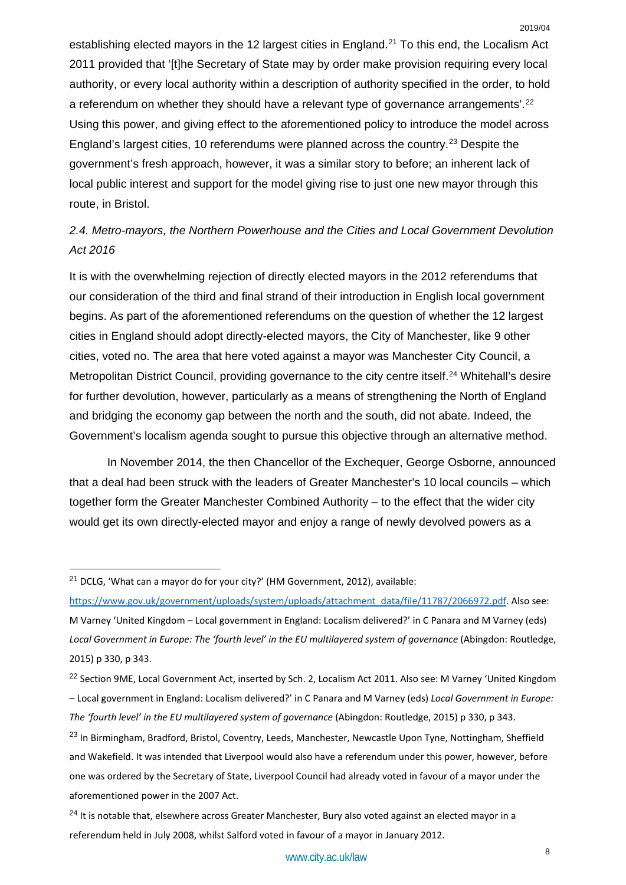establishing elected mayors in the 12 largest cities in England.[21] To this end, the Localism Act 2011 provided that '[t]he Secretary of State may by order make provision requiring every local authority, or every local authority within a description of authority specified in the order, to hold a referendum on whether they should have a relevant type of governance arrangements'.[22] Using this power, and giving effect to the aforementioned policy to introduce the model across England's largest cities, 10 referendums were planned across the country.[23] Despite the government's fresh approach, however, it was a similar story to before; an inherent lack of local public interest and support for the model giving rise to just one new mayor through this route, in Bristol.

### *2.4. Metro-mayors, the Northern Powerhouse and the Cities and Local Government Devolution Act 2016*

It is with the overwhelming rejection of directly elected mayors in the 2012 referendums that our consideration of the third and final strand of their introduction in English local government begins. As part of the aforementioned referendums on the question of whether the 12 largest cities in England should adopt directly-elected mayors, the City of Manchester, like 9 other cities, voted no. The area that here voted against a mayor was Manchester City Council, a Metropolitan District Council, providing governance to the city centre itself.[24] Whitehall's desire for further devolution, however, particularly as a means of strengthening the North of England and bridging the economy gap between the north and the south, did not abate. Indeed, the Government's localism agenda sought to pursue this objective through an alternative method.

In November 2014, the then Chancellor of the Exchequer, George Osborne, announced that a deal had been struck with the leaders of Greater Manchester's 10 local councils – which together form the Greater Manchester Combined Authority – to the effect that the wider city would get its own directly-elected mayor and enjoy a range of newly devolved powers as a

---

[21] DCLG, 'What can a mayor do for your city?' (HM Government, 2012), available: https://www.gov.uk/government/uploads/system/uploads/attachment_data/file/11787/2066972.pdf. Also see: M Varney 'United Kingdom – Local government in England: Localism delivered?' in C Panara and M Varney (eds) *Local Government in Europe: The 'fourth level' in the EU multilayered system of governance* (Abingdon: Routledge, 2015) p 330, p 343.

[22] Section 9ME, Local Government Act, inserted by Sch. 2, Localism Act 2011. Also see: M Varney 'United Kingdom – Local government in England: Localism delivered?' in C Panara and M Varney (eds) *Local Government in Europe: The 'fourth level' in the EU multilayered system of governance* (Abingdon: Routledge, 2015) p 330, p 343.

[23] In Birmingham, Bradford, Bristol, Coventry, Leeds, Manchester, Newcastle Upon Tyne, Nottingham, Sheffield and Wakefield. It was intended that Liverpool would also have a referendum under this power, however, before one was ordered by the Secretary of State, Liverpool Council had already voted in favour of a mayor under the aforementioned power in the 2007 Act.

[24] It is notable that, elsewhere across Greater Manchester, Bury also voted against an elected mayor in a referendum held in July 2008, whilst Salford voted in favour of a mayor in January 2012.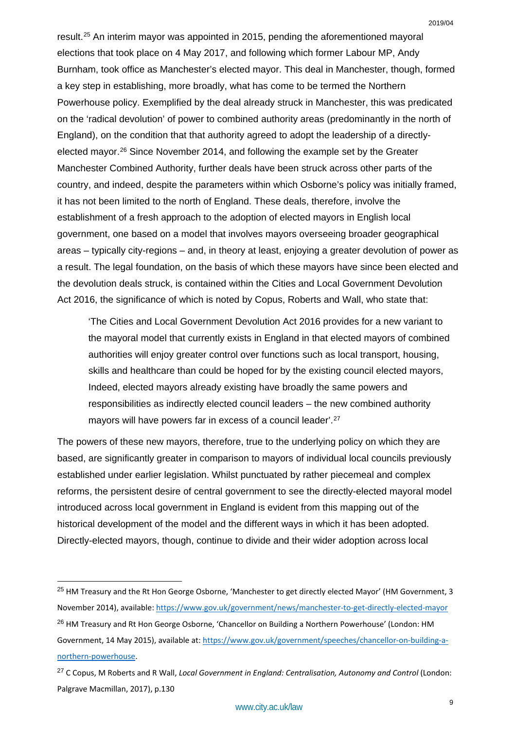result.[25] An interim mayor was appointed in 2015, pending the aforementioned mayoral elections that took place on 4 May 2017, and following which former Labour MP, Andy Burnham, took office as Manchester's elected mayor. This deal in Manchester, though, formed a key step in establishing, more broadly, what has come to be termed the Northern Powerhouse policy. Exemplified by the deal already struck in Manchester, this was predicated on the 'radical devolution' of power to combined authority areas (predominantly in the north of England), on the condition that that authority agreed to adopt the leadership of a directly-elected mayor.[26] Since November 2014, and following the example set by the Greater Manchester Combined Authority, further deals have been struck across other parts of the country, and indeed, despite the parameters within which Osborne's policy was initially framed, it has not been limited to the north of England. These deals, therefore, involve the establishment of a fresh approach to the adoption of elected mayors in English local government, one based on a model that involves mayors overseeing broader geographical areas – typically city-regions – and, in theory at least, enjoying a greater devolution of power as a result. The legal foundation, on the basis of which these mayors have since been elected and the devolution deals struck, is contained within the Cities and Local Government Devolution Act 2016, the significance of which is noted by Copus, Roberts and Wall, who state that:

> 'The Cities and Local Government Devolution Act 2016 provides for a new variant to the mayoral model that currently exists in England in that elected mayors of combined authorities will enjoy greater control over functions such as local transport, housing, skills and healthcare than could be hoped for by the existing council elected mayors, Indeed, elected mayors already existing have broadly the same powers and responsibilities as indirectly elected council leaders – the new combined authority mayors will have powers far in excess of a council leader'.[27]

The powers of these new mayors, therefore, true to the underlying policy on which they are based, are significantly greater in comparison to mayors of individual local councils previously established under earlier legislation. Whilst punctuated by rather piecemeal and complex reforms, the persistent desire of central government to see the directly-elected mayoral model introduced across local government in England is evident from this mapping out of the historical development of the model and the different ways in which it has been adopted. Directly-elected mayors, though, continue to divide and their wider adoption across local

---

[25] HM Treasury and the Rt Hon George Osborne, 'Manchester to get directly elected Mayor' (HM Government, 3 November 2014), available: https://www.gov.uk/government/news/manchester-to-get-directly-elected-mayor

[26] HM Treasury and Rt Hon George Osborne, 'Chancellor on Building a Northern Powerhouse' (London: HM Government, 14 May 2015), available at: https://www.gov.uk/government/speeches/chancellor-on-building-a-northern-powerhouse.

[27] C Copus, M Roberts and R Wall, *Local Government in England: Centralisation, Autonomy and Control* (London: Palgrave Macmillan, 2017), p.130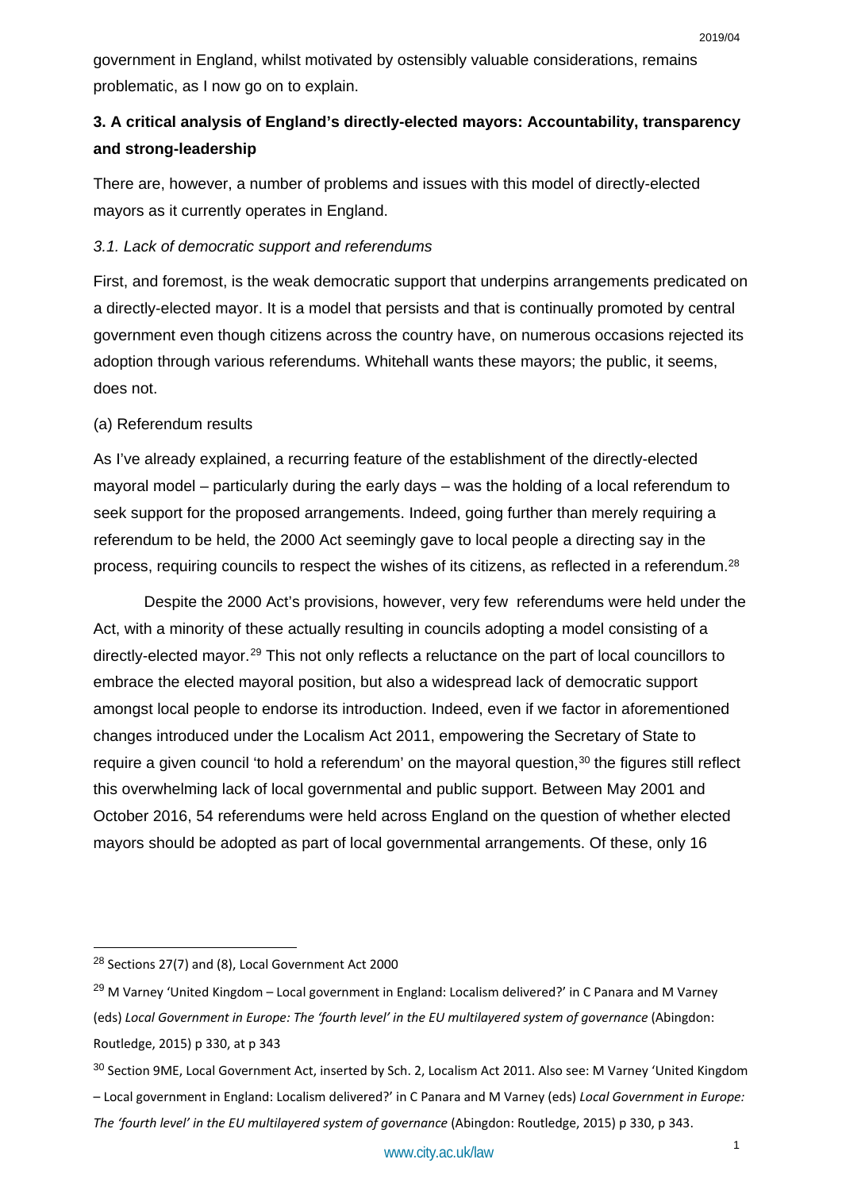government in England, whilst motivated by ostensibly valuable considerations, remains problematic, as I now go on to explain.

## 3. A critical analysis of England's directly-elected mayors: Accountability, transparency and strong-leadership

There are, however, a number of problems and issues with this model of directly-elected mayors as it currently operates in England.

### *3.1. Lack of democratic support and referendums*

First, and foremost, is the weak democratic support that underpins arrangements predicated on a directly-elected mayor. It is a model that persists and that is continually promoted by central government even though citizens across the country have, on numerous occasions rejected its adoption through various referendums. Whitehall wants these mayors; the public, it seems, does not.

#### (a) Referendum results

As I've already explained, a recurring feature of the establishment of the directly-elected mayoral model – particularly during the early days – was the holding of a local referendum to seek support for the proposed arrangements. Indeed, going further than merely requiring a referendum to be held, the 2000 Act seemingly gave to local people a directing say in the process, requiring councils to respect the wishes of its citizens, as reflected in a referendum.[28]

Despite the 2000 Act's provisions, however, very few referendums were held under the Act, with a minority of these actually resulting in councils adopting a model consisting of a directly-elected mayor.[29] This not only reflects a reluctance on the part of local councillors to embrace the elected mayoral position, but also a widespread lack of democratic support amongst local people to endorse its introduction. Indeed, even if we factor in aforementioned changes introduced under the Localism Act 2011, empowering the Secretary of State to require a given council 'to hold a referendum' on the mayoral question,[30] the figures still reflect this overwhelming lack of local governmental and public support. Between May 2001 and October 2016, 54 referendums were held across England on the question of whether elected mayors should be adopted as part of local governmental arrangements. Of these, only 16

---

[28] Sections 27(7) and (8), Local Government Act 2000

[29] M Varney 'United Kingdom – Local government in England: Localism delivered?' in C Panara and M Varney (eds) *Local Government in Europe: The 'fourth level' in the EU multilayered system of governance* (Abingdon: Routledge, 2015) p 330, at p 343

[30] Section 9ME, Local Government Act, inserted by Sch. 2, Localism Act 2011. Also see: M Varney 'United Kingdom – Local government in England: Localism delivered?' in C Panara and M Varney (eds) *Local Government in Europe: The 'fourth level' in the EU multilayered system of governance* (Abingdon: Routledge, 2015) p 330, p 343.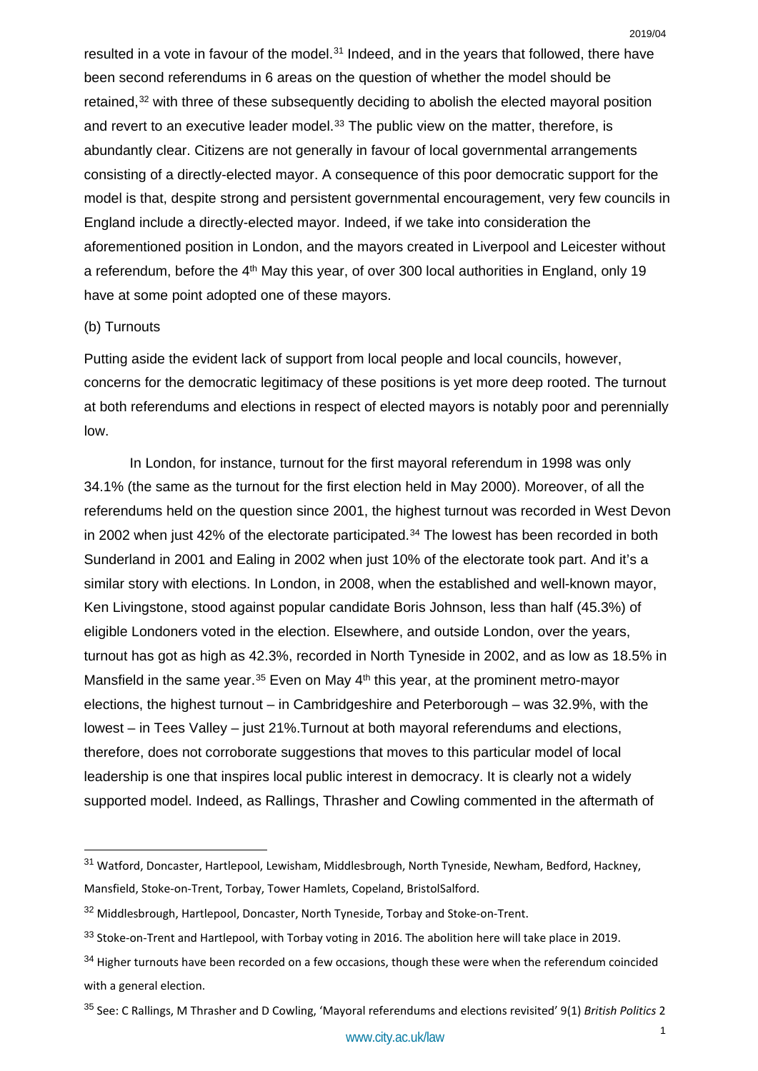resulted in a vote in favour of the model.[31] Indeed, and in the years that followed, there have been second referendums in 6 areas on the question of whether the model should be retained,[32] with three of these subsequently deciding to abolish the elected mayoral position and revert to an executive leader model.[33] The public view on the matter, therefore, is abundantly clear. Citizens are not generally in favour of local governmental arrangements consisting of a directly-elected mayor. A consequence of this poor democratic support for the model is that, despite strong and persistent governmental encouragement, very few councils in England include a directly-elected mayor. Indeed, if we take into consideration the aforementioned position in London, and the mayors created in Liverpool and Leicester without a referendum, before the 4th May this year, of over 300 local authorities in England, only 19 have at some point adopted one of these mayors.

(b) Turnouts

Putting aside the evident lack of support from local people and local councils, however, concerns for the democratic legitimacy of these positions is yet more deep rooted. The turnout at both referendums and elections in respect of elected mayors is notably poor and perennially low.

In London, for instance, turnout for the first mayoral referendum in 1998 was only 34.1% (the same as the turnout for the first election held in May 2000). Moreover, of all the referendums held on the question since 2001, the highest turnout was recorded in West Devon in 2002 when just 42% of the electorate participated.[34] The lowest has been recorded in both Sunderland in 2001 and Ealing in 2002 when just 10% of the electorate took part. And it's a similar story with elections. In London, in 2008, when the established and well-known mayor, Ken Livingstone, stood against popular candidate Boris Johnson, less than half (45.3%) of eligible Londoners voted in the election. Elsewhere, and outside London, over the years, turnout has got as high as 42.3%, recorded in North Tyneside in 2002, and as low as 18.5% in Mansfield in the same year.[35] Even on May 4th this year, at the prominent metro-mayor elections, the highest turnout – in Cambridgeshire and Peterborough – was 32.9%, with the lowest – in Tees Valley – just 21%.Turnout at both mayoral referendums and elections, therefore, does not corroborate suggestions that moves to this particular model of local leadership is one that inspires local public interest in democracy. It is clearly not a widely supported model. Indeed, as Rallings, Thrasher and Cowling commented in the aftermath of

---

[31] Watford, Doncaster, Hartlepool, Lewisham, Middlesbrough, North Tyneside, Newham, Bedford, Hackney, Mansfield, Stoke-on-Trent, Torbay, Tower Hamlets, Copeland, BristolSalford.

[32] Middlesbrough, Hartlepool, Doncaster, North Tyneside, Torbay and Stoke-on-Trent.

[33] Stoke-on-Trent and Hartlepool, with Torbay voting in 2016. The abolition here will take place in 2019.

[34] Higher turnouts have been recorded on a few occasions, though these were when the referendum coincided with a general election.

[35] See: C Rallings, M Thrasher and D Cowling, 'Mayoral referendums and elections revisited' 9(1) *British Politics* 2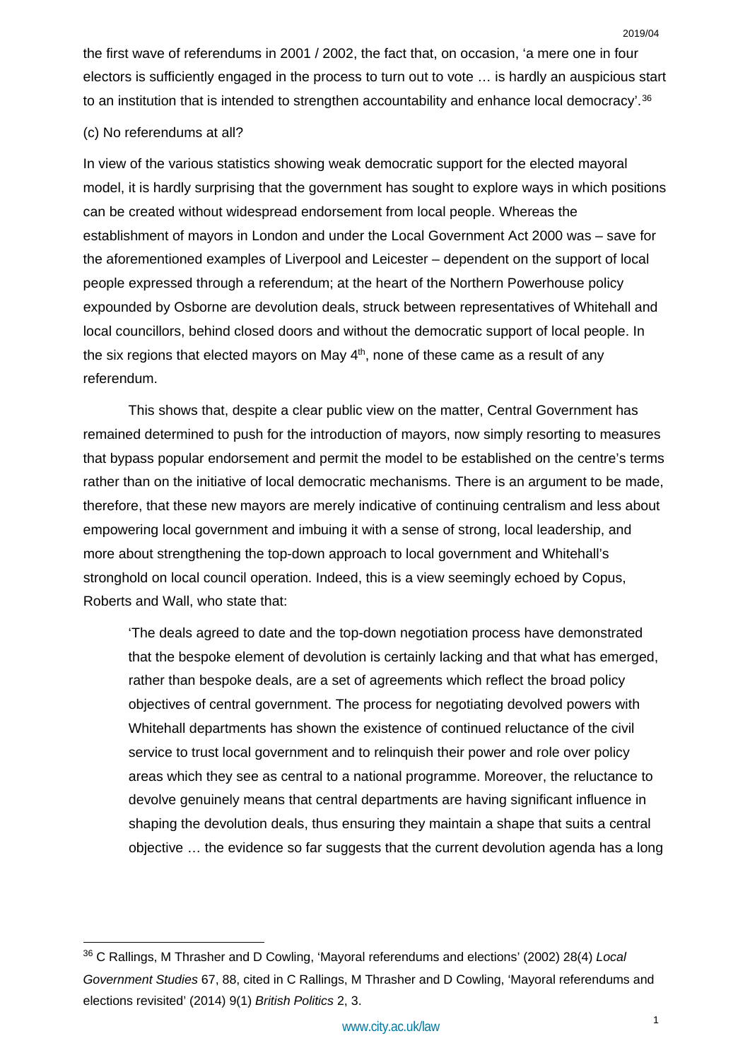the first wave of referendums in 2001 / 2002, the fact that, on occasion, 'a mere one in four electors is sufficiently engaged in the process to turn out to vote … is hardly an auspicious start to an institution that is intended to strengthen accountability and enhance local democracy'.[36]

(c) No referendums at all?

In view of the various statistics showing weak democratic support for the elected mayoral model, it is hardly surprising that the government has sought to explore ways in which positions can be created without widespread endorsement from local people. Whereas the establishment of mayors in London and under the Local Government Act 2000 was – save for the aforementioned examples of Liverpool and Leicester – dependent on the support of local people expressed through a referendum; at the heart of the Northern Powerhouse policy expounded by Osborne are devolution deals, struck between representatives of Whitehall and local councillors, behind closed doors and without the democratic support of local people. In the six regions that elected mayors on May 4th, none of these came as a result of any referendum.

This shows that, despite a clear public view on the matter, Central Government has remained determined to push for the introduction of mayors, now simply resorting to measures that bypass popular endorsement and permit the model to be established on the centre's terms rather than on the initiative of local democratic mechanisms. There is an argument to be made, therefore, that these new mayors are merely indicative of continuing centralism and less about empowering local government and imbuing it with a sense of strong, local leadership, and more about strengthening the top-down approach to local government and Whitehall's stronghold on local council operation. Indeed, this is a view seemingly echoed by Copus, Roberts and Wall, who state that:

> 'The deals agreed to date and the top-down negotiation process have demonstrated that the bespoke element of devolution is certainly lacking and that what has emerged, rather than bespoke deals, are a set of agreements which reflect the broad policy objectives of central government. The process for negotiating devolved powers with Whitehall departments has shown the existence of continued reluctance of the civil service to trust local government and to relinquish their power and role over policy areas which they see as central to a national programme. Moreover, the reluctance to devolve genuinely means that central departments are having significant influence in shaping the devolution deals, thus ensuring they maintain a shape that suits a central objective … the evidence so far suggests that the current devolution agenda has a long

---

[36] C Rallings, M Thrasher and D Cowling, 'Mayoral referendums and elections' (2002) 28(4) *Local Government Studies* 67, 88, cited in C Rallings, M Thrasher and D Cowling, 'Mayoral referendums and elections revisited' (2014) 9(1) *British Politics* 2, 3.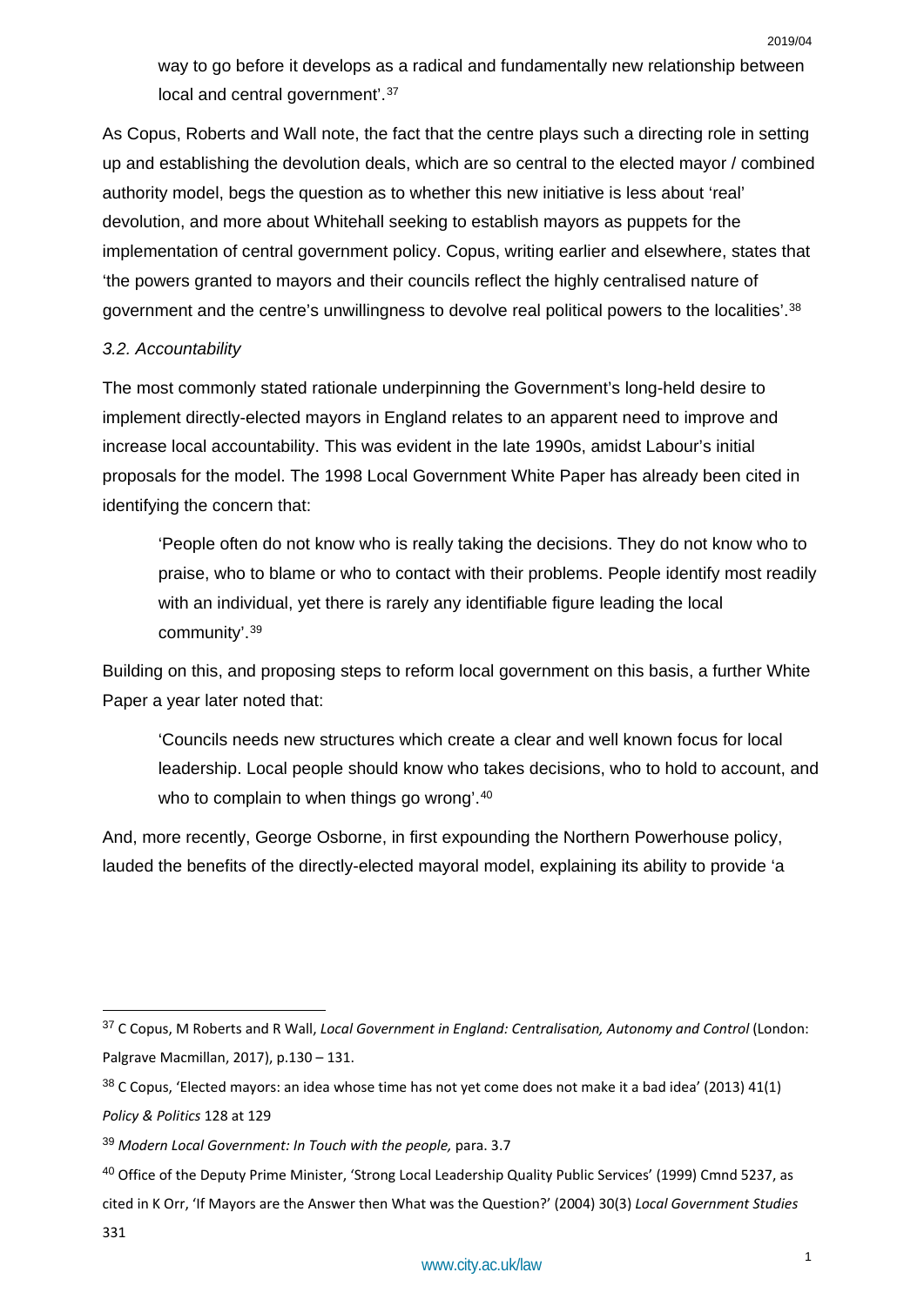way to go before it develops as a radical and fundamentally new relationship between local and central government'.[37]

As Copus, Roberts and Wall note, the fact that the centre plays such a directing role in setting up and establishing the devolution deals, which are so central to the elected mayor / combined authority model, begs the question as to whether this new initiative is less about 'real' devolution, and more about Whitehall seeking to establish mayors as puppets for the implementation of central government policy. Copus, writing earlier and elsewhere, states that 'the powers granted to mayors and their councils reflect the highly centralised nature of government and the centre's unwillingness to devolve real political powers to the localities'.[38]

### *3.2. Accountability*

The most commonly stated rationale underpinning the Government's long-held desire to implement directly-elected mayors in England relates to an apparent need to improve and increase local accountability. This was evident in the late 1990s, amidst Labour's initial proposals for the model. The 1998 Local Government White Paper has already been cited in identifying the concern that:

> 'People often do not know who is really taking the decisions. They do not know who to praise, who to blame or who to contact with their problems. People identify most readily with an individual, yet there is rarely any identifiable figure leading the local community'.[39]

Building on this, and proposing steps to reform local government on this basis, a further White Paper a year later noted that:

> 'Councils needs new structures which create a clear and well known focus for local leadership. Local people should know who takes decisions, who to hold to account, and who to complain to when things go wrong'.[40]

And, more recently, George Osborne, in first expounding the Northern Powerhouse policy, lauded the benefits of the directly-elected mayoral model, explaining its ability to provide 'a

---

[37] C Copus, M Roberts and R Wall, *Local Government in England: Centralisation, Autonomy and Control* (London: Palgrave Macmillan, 2017), p.130 – 131.

[38] C Copus, 'Elected mayors: an idea whose time has not yet come does not make it a bad idea' (2013) 41(1) *Policy & Politics* 128 at 129

[39] *Modern Local Government: In Touch with the people,* para. 3.7

[40] Office of the Deputy Prime Minister, 'Strong Local Leadership Quality Public Services' (1999) Cmnd 5237, as cited in K Orr, 'If Mayors are the Answer then What was the Question?' (2004) 30(3) *Local Government Studies* 331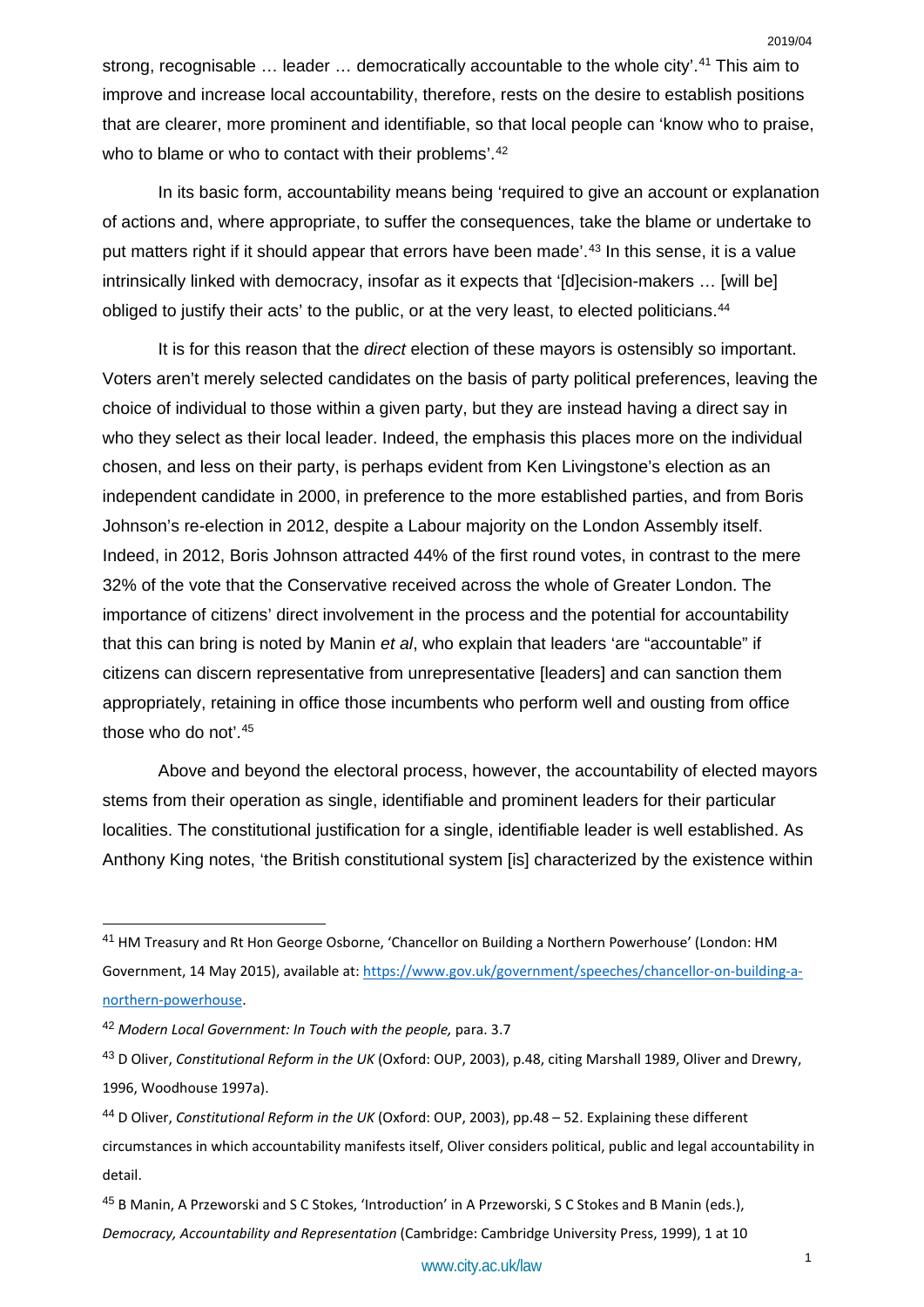strong, recognisable … leader … democratically accountable to the whole city'.[41] This aim to improve and increase local accountability, therefore, rests on the desire to establish positions that are clearer, more prominent and identifiable, so that local people can 'know who to praise, who to blame or who to contact with their problems'.[42]

In its basic form, accountability means being 'required to give an account or explanation of actions and, where appropriate, to suffer the consequences, take the blame or undertake to put matters right if it should appear that errors have been made'.[43] In this sense, it is a value intrinsically linked with democracy, insofar as it expects that '[d]ecision-makers … [will be] obliged to justify their acts' to the public, or at the very least, to elected politicians.[44]

It is for this reason that the *direct* election of these mayors is ostensibly so important. Voters aren't merely selected candidates on the basis of party political preferences, leaving the choice of individual to those within a given party, but they are instead having a direct say in who they select as their local leader. Indeed, the emphasis this places more on the individual chosen, and less on their party, is perhaps evident from Ken Livingstone's election as an independent candidate in 2000, in preference to the more established parties, and from Boris Johnson's re-election in 2012, despite a Labour majority on the London Assembly itself. Indeed, in 2012, Boris Johnson attracted 44% of the first round votes, in contrast to the mere 32% of the vote that the Conservative received across the whole of Greater London. The importance of citizens' direct involvement in the process and the potential for accountability that this can bring is noted by Manin *et al*, who explain that leaders 'are "accountable" if citizens can discern representative from unrepresentative [leaders] and can sanction them appropriately, retaining in office those incumbents who perform well and ousting from office those who do not'.[45]

Above and beyond the electoral process, however, the accountability of elected mayors stems from their operation as single, identifiable and prominent leaders for their particular localities. The constitutional justification for a single, identifiable leader is well established. As Anthony King notes, 'the British constitutional system [is] characterized by the existence within

---

[41] HM Treasury and Rt Hon George Osborne, 'Chancellor on Building a Northern Powerhouse' (London: HM Government, 14 May 2015), available at: https://www.gov.uk/government/speeches/chancellor-on-building-a-northern-powerhouse.

[42] *Modern Local Government: In Touch with the people,* para. 3.7

[43] D Oliver, *Constitutional Reform in the UK* (Oxford: OUP, 2003), p.48, citing Marshall 1989, Oliver and Drewry, 1996, Woodhouse 1997a).

[44] D Oliver, *Constitutional Reform in the UK* (Oxford: OUP, 2003), pp.48 – 52. Explaining these different circumstances in which accountability manifests itself, Oliver considers political, public and legal accountability in detail.

[45] B Manin, A Przeworski and S C Stokes, 'Introduction' in A Przeworski, S C Stokes and B Manin (eds.), *Democracy, Accountability and Representation* (Cambridge: Cambridge University Press, 1999), 1 at 10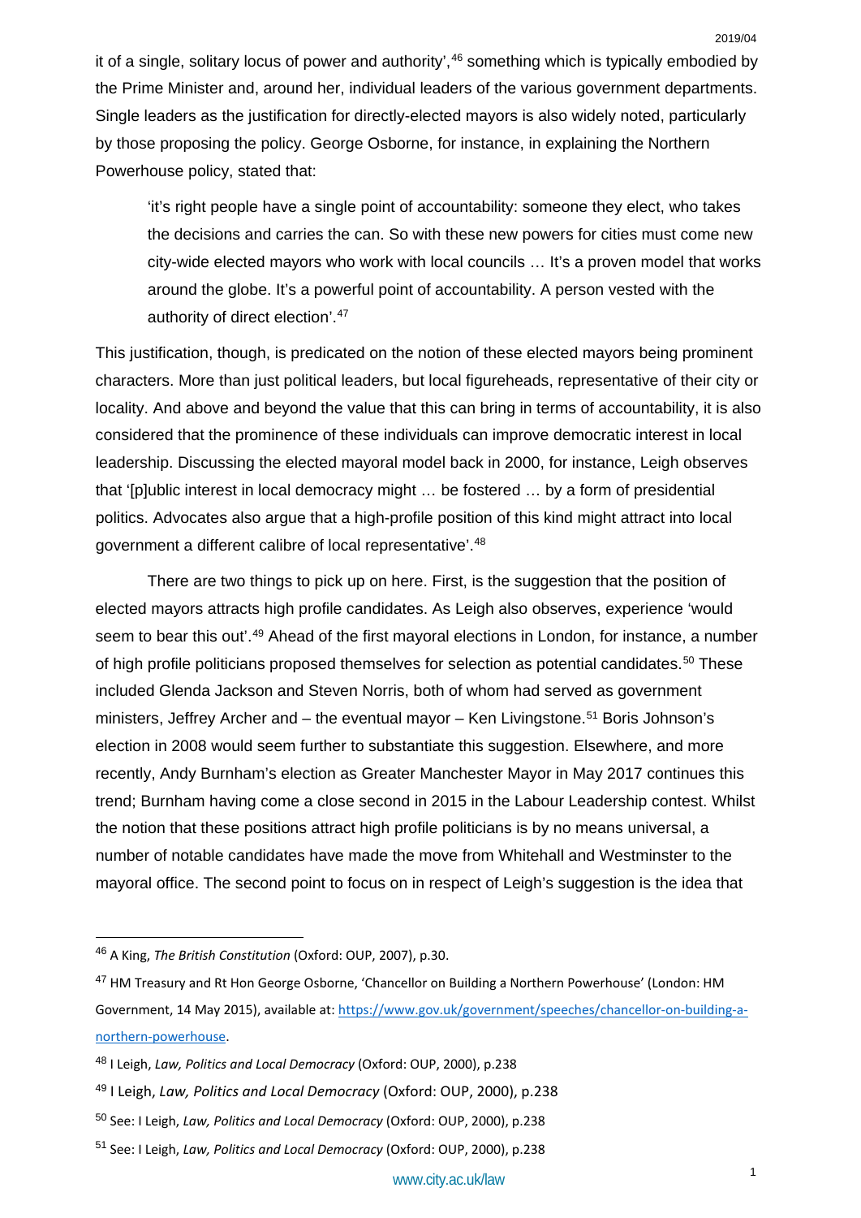it of a single, solitary locus of power and authority',[46] something which is typically embodied by the Prime Minister and, around her, individual leaders of the various government departments. Single leaders as the justification for directly-elected mayors is also widely noted, particularly by those proposing the policy. George Osborne, for instance, in explaining the Northern Powerhouse policy, stated that:

> 'it's right people have a single point of accountability: someone they elect, who takes the decisions and carries the can. So with these new powers for cities must come new city-wide elected mayors who work with local councils … It's a proven model that works around the globe. It's a powerful point of accountability. A person vested with the authority of direct election'.[47]

This justification, though, is predicated on the notion of these elected mayors being prominent characters. More than just political leaders, but local figureheads, representative of their city or locality. And above and beyond the value that this can bring in terms of accountability, it is also considered that the prominence of these individuals can improve democratic interest in local leadership. Discussing the elected mayoral model back in 2000, for instance, Leigh observes that '[p]ublic interest in local democracy might … be fostered … by a form of presidential politics. Advocates also argue that a high-profile position of this kind might attract into local government a different calibre of local representative'.[48]

There are two things to pick up on here. First, is the suggestion that the position of elected mayors attracts high profile candidates. As Leigh also observes, experience 'would seem to bear this out'.[49] Ahead of the first mayoral elections in London, for instance, a number of high profile politicians proposed themselves for selection as potential candidates.[50] These included Glenda Jackson and Steven Norris, both of whom had served as government ministers, Jeffrey Archer and – the eventual mayor – Ken Livingstone.[51] Boris Johnson's election in 2008 would seem further to substantiate this suggestion. Elsewhere, and more recently, Andy Burnham's election as Greater Manchester Mayor in May 2017 continues this trend; Burnham having come a close second in 2015 in the Labour Leadership contest. Whilst the notion that these positions attract high profile politicians is by no means universal, a number of notable candidates have made the move from Whitehall and Westminster to the mayoral office. The second point to focus on in respect of Leigh's suggestion is the idea that

---

[46] A King, *The British Constitution* (Oxford: OUP, 2007), p.30.

[47] HM Treasury and Rt Hon George Osborne, 'Chancellor on Building a Northern Powerhouse' (London: HM Government, 14 May 2015), available at: https://www.gov.uk/government/speeches/chancellor-on-building-a-northern-powerhouse.

[48] I Leigh, *Law, Politics and Local Democracy* (Oxford: OUP, 2000), p.238

[49] I Leigh, *Law, Politics and Local Democracy* (Oxford: OUP, 2000), p.238

[50] See: I Leigh, *Law, Politics and Local Democracy* (Oxford: OUP, 2000), p.238

[51] See: I Leigh, *Law, Politics and Local Democracy* (Oxford: OUP, 2000), p.238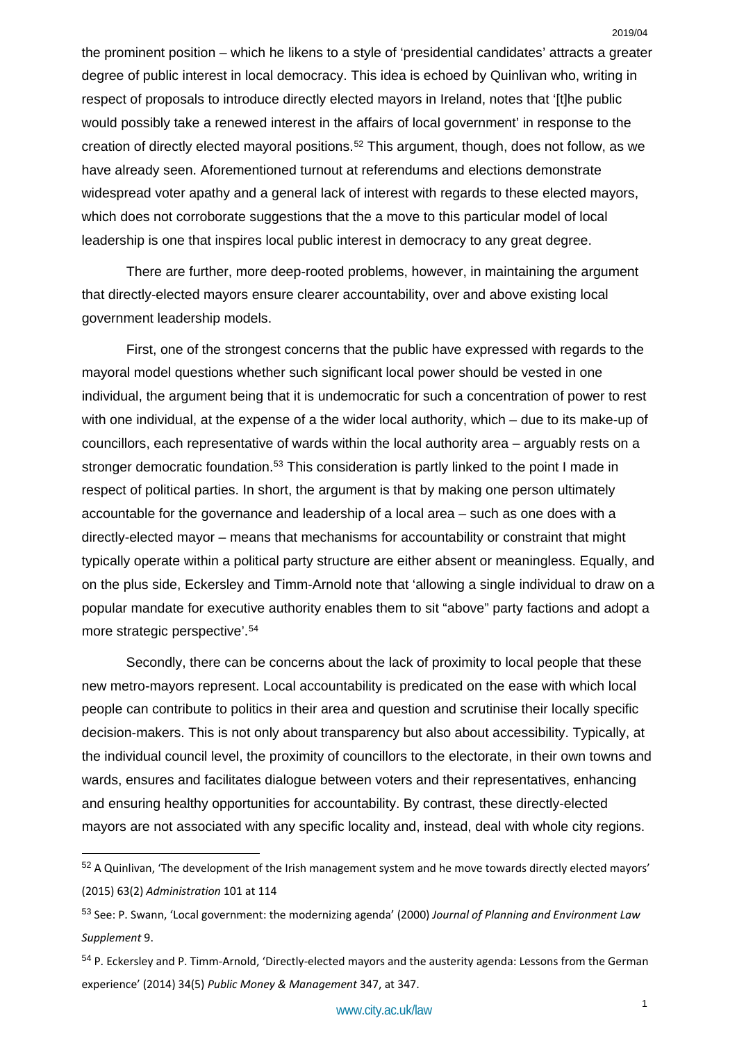the prominent position – which he likens to a style of 'presidential candidates' attracts a greater degree of public interest in local democracy. This idea is echoed by Quinlivan who, writing in respect of proposals to introduce directly elected mayors in Ireland, notes that '[t]he public would possibly take a renewed interest in the affairs of local government' in response to the creation of directly elected mayoral positions.[52] This argument, though, does not follow, as we have already seen. Aforementioned turnout at referendums and elections demonstrate widespread voter apathy and a general lack of interest with regards to these elected mayors, which does not corroborate suggestions that the a move to this particular model of local leadership is one that inspires local public interest in democracy to any great degree.

There are further, more deep-rooted problems, however, in maintaining the argument that directly-elected mayors ensure clearer accountability, over and above existing local government leadership models.

First, one of the strongest concerns that the public have expressed with regards to the mayoral model questions whether such significant local power should be vested in one individual, the argument being that it is undemocratic for such a concentration of power to rest with one individual, at the expense of a the wider local authority, which – due to its make-up of councillors, each representative of wards within the local authority area – arguably rests on a stronger democratic foundation.[53] This consideration is partly linked to the point I made in respect of political parties. In short, the argument is that by making one person ultimately accountable for the governance and leadership of a local area – such as one does with a directly-elected mayor – means that mechanisms for accountability or constraint that might typically operate within a political party structure are either absent or meaningless. Equally, and on the plus side, Eckersley and Timm-Arnold note that 'allowing a single individual to draw on a popular mandate for executive authority enables them to sit "above" party factions and adopt a more strategic perspective'.[54]

Secondly, there can be concerns about the lack of proximity to local people that these new metro-mayors represent. Local accountability is predicated on the ease with which local people can contribute to politics in their area and question and scrutinise their locally specific decision-makers. This is not only about transparency but also about accessibility. Typically, at the individual council level, the proximity of councillors to the electorate, in their own towns and wards, ensures and facilitates dialogue between voters and their representatives, enhancing and ensuring healthy opportunities for accountability. By contrast, these directly-elected mayors are not associated with any specific locality and, instead, deal with whole city regions.

---

[52] A Quinlivan, 'The development of the Irish management system and he move towards directly elected mayors' (2015) 63(2) *Administration* 101 at 114

[53] See: P. Swann, 'Local government: the modernizing agenda' (2000) *Journal of Planning and Environment Law Supplement* 9.

[54] P. Eckersley and P. Timm-Arnold, 'Directly-elected mayors and the austerity agenda: Lessons from the German experience' (2014) 34(5) *Public Money & Management* 347, at 347.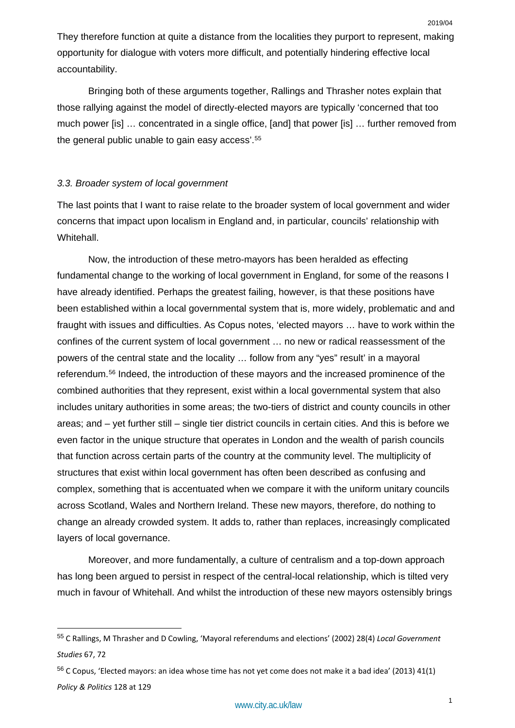They therefore function at quite a distance from the localities they purport to represent, making opportunity for dialogue with voters more difficult, and potentially hindering effective local accountability.

Bringing both of these arguments together, Rallings and Thrasher notes explain that those rallying against the model of directly-elected mayors are typically 'concerned that too much power [is] … concentrated in a single office, [and] that power [is] … further removed from the general public unable to gain easy access'.[55]

### *3.3. Broader system of local government*

The last points that I want to raise relate to the broader system of local government and wider concerns that impact upon localism in England and, in particular, councils' relationship with Whitehall.

Now, the introduction of these metro-mayors has been heralded as effecting fundamental change to the working of local government in England, for some of the reasons I have already identified. Perhaps the greatest failing, however, is that these positions have been established within a local governmental system that is, more widely, problematic and and fraught with issues and difficulties. As Copus notes, 'elected mayors … have to work within the confines of the current system of local government … no new or radical reassessment of the powers of the central state and the locality … follow from any "yes" result' in a mayoral referendum.[56] Indeed, the introduction of these mayors and the increased prominence of the combined authorities that they represent, exist within a local governmental system that also includes unitary authorities in some areas; the two-tiers of district and county councils in other areas; and – yet further still – single tier district councils in certain cities. And this is before we even factor in the unique structure that operates in London and the wealth of parish councils that function across certain parts of the country at the community level. The multiplicity of structures that exist within local government has often been described as confusing and complex, something that is accentuated when we compare it with the uniform unitary councils across Scotland, Wales and Northern Ireland. These new mayors, therefore, do nothing to change an already crowded system. It adds to, rather than replaces, increasingly complicated layers of local governance.

Moreover, and more fundamentally, a culture of centralism and a top-down approach has long been argued to persist in respect of the central-local relationship, which is tilted very much in favour of Whitehall. And whilst the introduction of these new mayors ostensibly brings

---

[55] C Rallings, M Thrasher and D Cowling, 'Mayoral referendums and elections' (2002) 28(4) *Local Government Studies* 67, 72

[56] C Copus, 'Elected mayors: an idea whose time has not yet come does not make it a bad idea' (2013) 41(1) *Policy & Politics* 128 at 129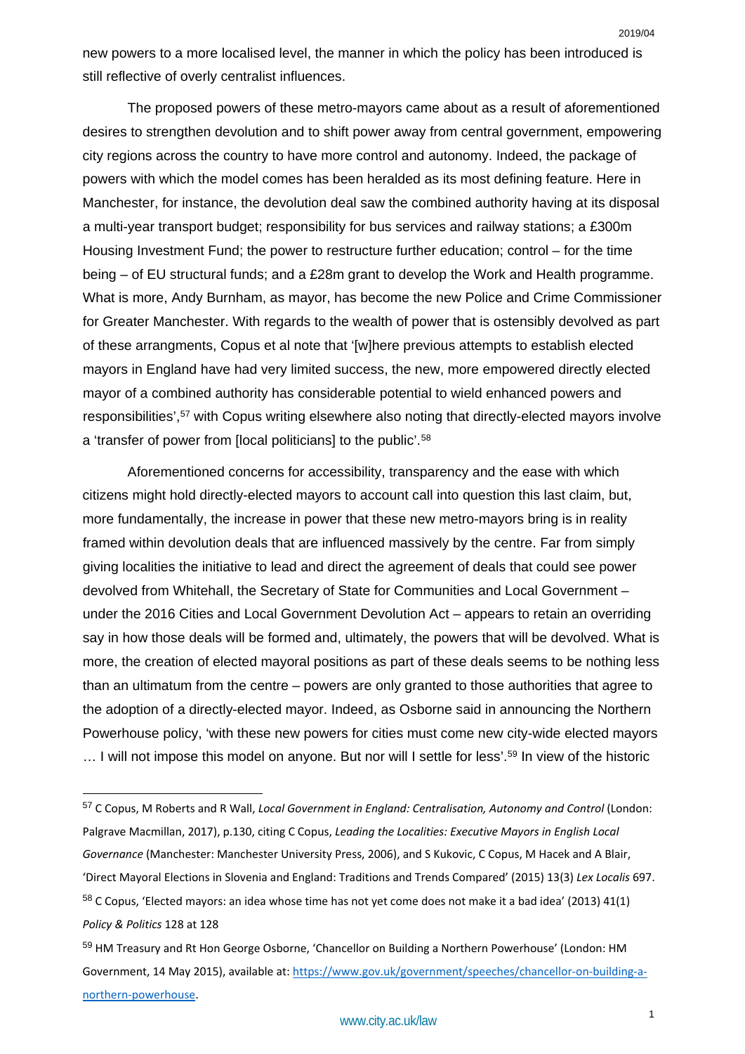new powers to a more localised level, the manner in which the policy has been introduced is still reflective of overly centralist influences.

The proposed powers of these metro-mayors came about as a result of aforementioned desires to strengthen devolution and to shift power away from central government, empowering city regions across the country to have more control and autonomy. Indeed, the package of powers with which the model comes has been heralded as its most defining feature. Here in Manchester, for instance, the devolution deal saw the combined authority having at its disposal a multi-year transport budget; responsibility for bus services and railway stations; a £300m Housing Investment Fund; the power to restructure further education; control – for the time being – of EU structural funds; and a £28m grant to develop the Work and Health programme. What is more, Andy Burnham, as mayor, has become the new Police and Crime Commissioner for Greater Manchester. With regards to the wealth of power that is ostensibly devolved as part of these arrangments, Copus et al note that '[w]here previous attempts to establish elected mayors in England have had very limited success, the new, more empowered directly elected mayor of a combined authority has considerable potential to wield enhanced powers and responsibilities',[57] with Copus writing elsewhere also noting that directly-elected mayors involve a 'transfer of power from [local politicians] to the public'.[58]

Aforementioned concerns for accessibility, transparency and the ease with which citizens might hold directly-elected mayors to account call into question this last claim, but, more fundamentally, the increase in power that these new metro-mayors bring is in reality framed within devolution deals that are influenced massively by the centre. Far from simply giving localities the initiative to lead and direct the agreement of deals that could see power devolved from Whitehall, the Secretary of State for Communities and Local Government – under the 2016 Cities and Local Government Devolution Act – appears to retain an overriding say in how those deals will be formed and, ultimately, the powers that will be devolved. What is more, the creation of elected mayoral positions as part of these deals seems to be nothing less than an ultimatum from the centre – powers are only granted to those authorities that agree to the adoption of a directly-elected mayor. Indeed, as Osborne said in announcing the Northern Powerhouse policy, 'with these new powers for cities must come new city-wide elected mayors … I will not impose this model on anyone. But nor will I settle for less'.[59] In view of the historic

---

[57] C Copus, M Roberts and R Wall, *Local Government in England: Centralisation, Autonomy and Control* (London: Palgrave Macmillan, 2017), p.130, citing C Copus, *Leading the Localities: Executive Mayors in English Local Governance* (Manchester: Manchester University Press, 2006), and S Kukovic, C Copus, M Hacek and A Blair, 'Direct Mayoral Elections in Slovenia and England: Traditions and Trends Compared' (2015) 13(3) *Lex Localis* 697.

[58] C Copus, 'Elected mayors: an idea whose time has not yet come does not make it a bad idea' (2013) 41(1) *Policy & Politics* 128 at 128

[59] HM Treasury and Rt Hon George Osborne, 'Chancellor on Building a Northern Powerhouse' (London: HM Government, 14 May 2015), available at: https://www.gov.uk/government/speeches/chancellor-on-building-a-northern-powerhouse.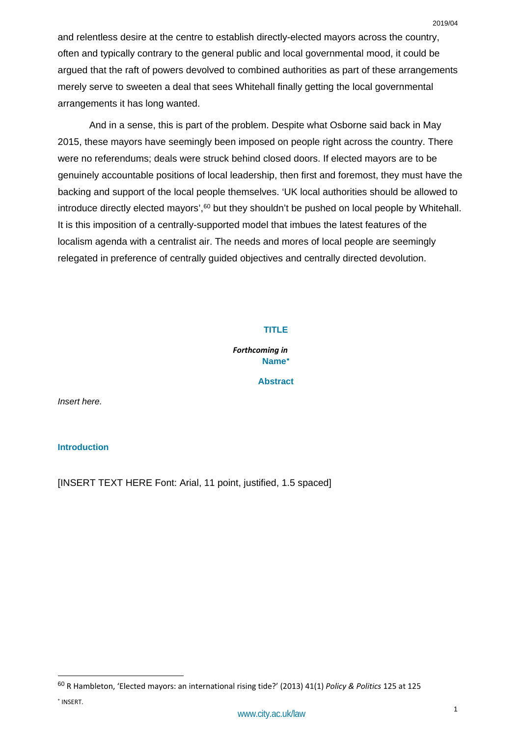and relentless desire at the centre to establish directly-elected mayors across the country, often and typically contrary to the general public and local governmental mood, it could be argued that the raft of powers devolved to combined authorities as part of these arrangements merely serve to sweeten a deal that sees Whitehall finally getting the local governmental arrangements it has long wanted.

And in a sense, this is part of the problem. Despite what Osborne said back in May 2015, these mayors have seemingly been imposed on people right across the country. There were no referendums; deals were struck behind closed doors. If elected mayors are to be genuinely accountable positions of local leadership, then first and foremost, they must have the backing and support of the local people themselves. 'UK local authorities should be allowed to introduce directly elected mayors',[60] but they shouldn't be pushed on local people by Whitehall. It is this imposition of a centrally-supported model that imbues the latest features of the localism agenda with a centralist air. The needs and mores of local people are seemingly relegated in preference of centrally guided objectives and centrally directed devolution.

# TITLE

***Forthcoming in***

**Name***

**Abstract**

*Insert here.*

## Introduction

[INSERT TEXT HERE Font: Arial, 11 point, justified, 1.5 spaced]

---

[60] R Hambleton, 'Elected mayors: an international rising tide?' (2013) 41(1) *Policy & Politics* 125 at 125

* INSERT.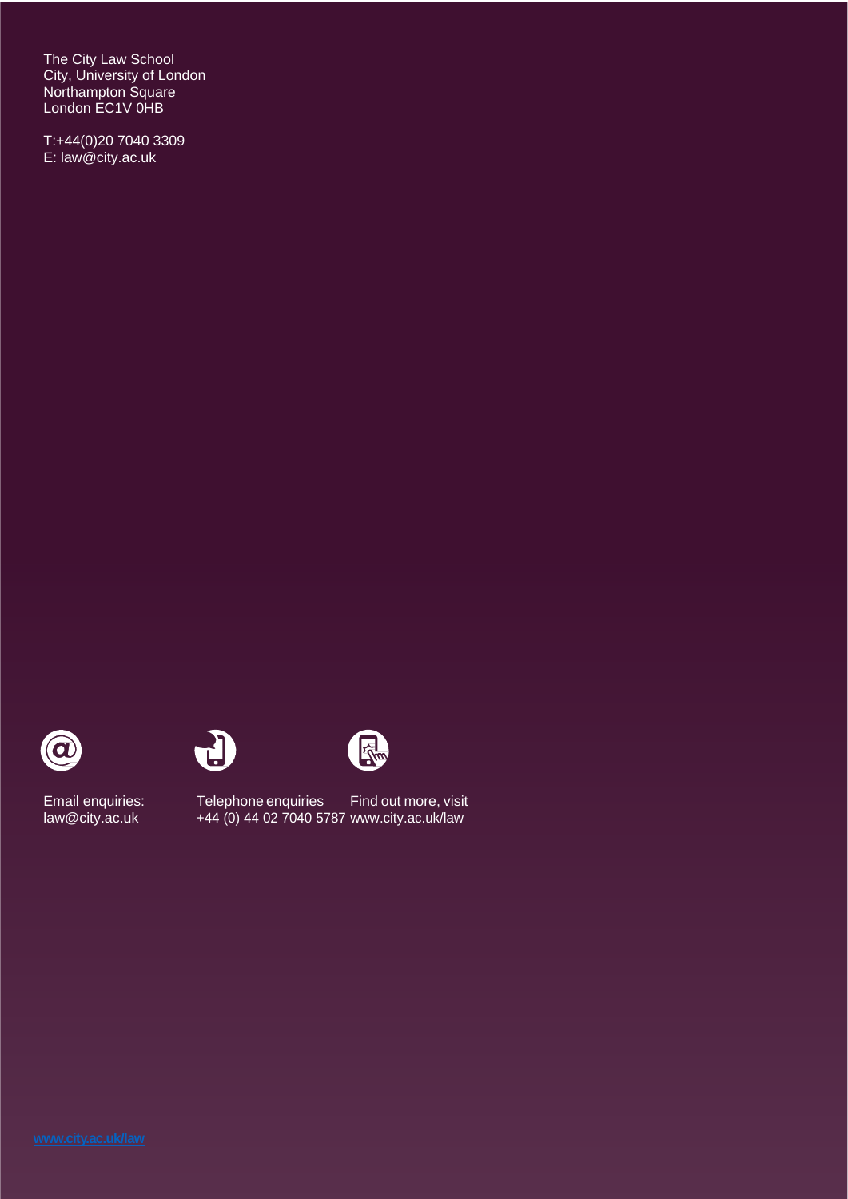The City Law School
City, University of London
Northampton Square
London EC1V 0HB

T:+44(0)20 7040 3309
E: law@city.ac.uk

Email enquiries:
law@city.ac.uk

Telephone enquiries
+44 (0) 44 02 7040 5787

Find out more, visit
www.city.ac.uk/law

www.city.ac.uk/law